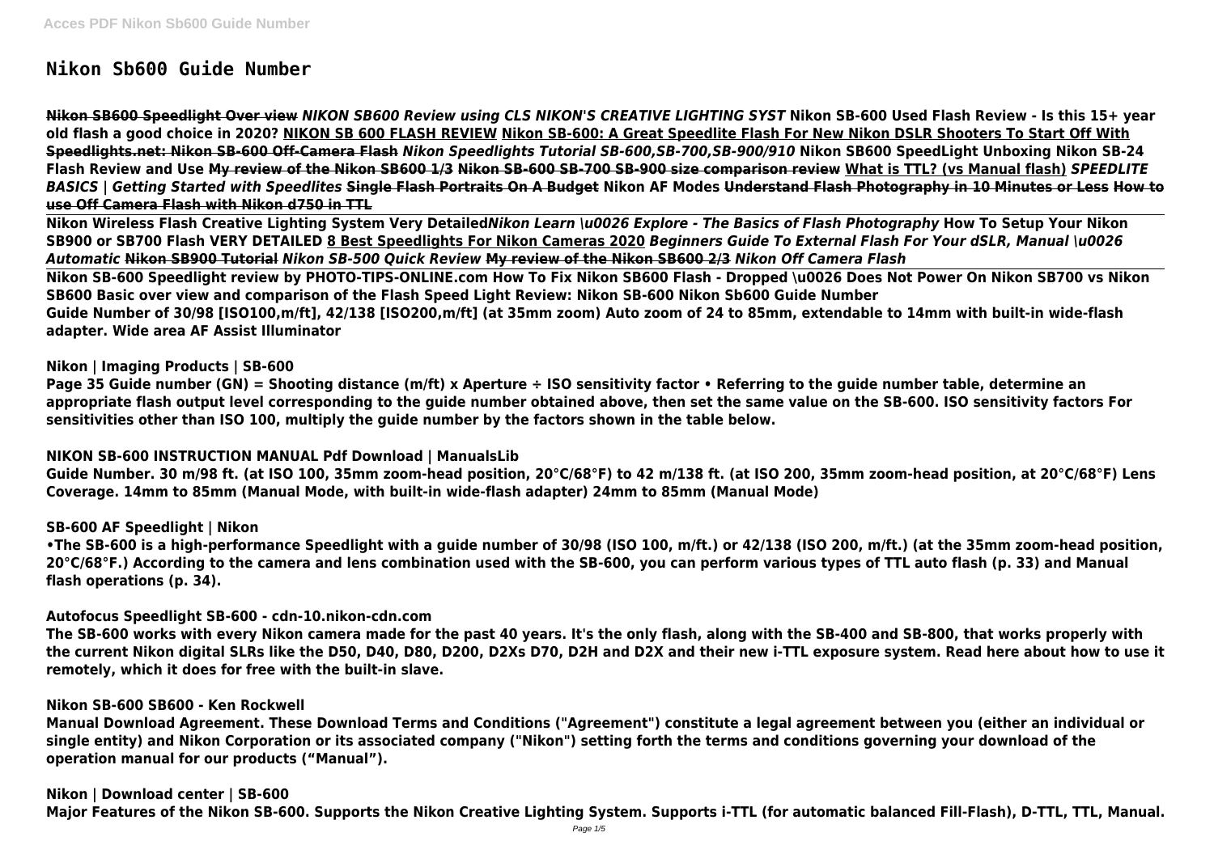# Nikon Sb600 Guide Number

**Nikon SB600 Speedlight Over view** ***NIKON SB600 Review using CLS NIKON'S CREATIVE LIGHTING SYST*** **Nikon SB-600 Used Flash Review - Is this 15+ year old flash a good choice in 2020? NIKON SB 600 FLASH REVIEW Nikon SB-600: A Great Speedlite Flash For New Nikon DSLR Shooters To Start Off With Speedlights.net: Nikon SB-600 Off-Camera Flash** ***Nikon Speedlights Tutorial SB-600,SB-700,SB-900/910*** **Nikon SB600 SpeedLight Unboxing Nikon SB-24 Flash Review and Use My review of the Nikon SB600 1/3 Nikon SB-600 SB-700 SB-900 size comparison review What is TTL? (vs Manual flash)** ***SPEEDLITE BASICS | Getting Started with Speedlites*** **Single Flash Portraits On A Budget Nikon AF Modes Understand Flash Photography in 10 Minutes or Less How to use Off Camera Flash with Nikon d750 in TTL**

**Nikon Wireless Flash Creative Lighting System Very Detailed*****Nikon Learn \u0026 Explore - The Basics of Flash Photography*** **How To Setup Your Nikon SB900 or SB700 Flash VERY DETAILED 8 Best Speedlights For Nikon Cameras 2020** ***Beginners Guide To External Flash For Your dSLR, Manual \u0026 Automatic*** **Nikon SB900 Tutorial** ***Nikon SB-500 Quick Review*** **My review of the Nikon SB600 2/3** ***Nikon Off Camera Flash***

**Nikon SB-600 Speedlight review by PHOTO-TIPS-ONLINE.com How To Fix Nikon SB600 Flash - Dropped \u0026 Does Not Power On Nikon SB700 vs Nikon SB600 Basic over view and comparison of the Flash Speed Light Review: Nikon SB-600 Nikon Sb600 Guide Number**

**Guide Number of 30/98 [ISO100,m/ft], 42/138 [ISO200,m/ft] (at 35mm zoom) Auto zoom of 24 to 85mm, extendable to 14mm with built-in wide-flash adapter. Wide area AF Assist Illuminator**

**Nikon | Imaging Products | SB-600**

**Page 35 Guide number (GN) = Shooting distance (m/ft) x Aperture ÷ ISO sensitivity factor • Referring to the guide number table, determine an appropriate flash output level corresponding to the guide number obtained above, then set the same value on the SB-600. ISO sensitivity factors For sensitivities other than ISO 100, multiply the guide number by the factors shown in the table below.**

**NIKON SB-600 INSTRUCTION MANUAL Pdf Download | ManualsLib**

**Guide Number. 30 m/98 ft. (at ISO 100, 35mm zoom-head position, 20°C/68°F) to 42 m/138 ft. (at ISO 200, 35mm zoom-head position, at 20°C/68°F) Lens Coverage. 14mm to 85mm (Manual Mode, with built-in wide-flash adapter) 24mm to 85mm (Manual Mode)**

**SB-600 AF Speedlight | Nikon**

**•The SB-600 is a high-performance Speedlight with a guide number of 30/98 (ISO 100, m/ft.) or 42/138 (ISO 200, m/ft.) (at the 35mm zoom-head position, 20°C/68°F.) According to the camera and lens combination used with the SB-600, you can perform various types of TTL auto flash (p. 33) and Manual flash operations (p. 34).**

**Autofocus Speedlight SB-600 - cdn-10.nikon-cdn.com**

**The SB-600 works with every Nikon camera made for the past 40 years. It's the only flash, along with the SB-400 and SB-800, that works properly with the current Nikon digital SLRs like the D50, D40, D80, D200, D2Xs D70, D2H and D2X and their new i-TTL exposure system. Read here about how to use it remotely, which it does for free with the built-in slave.**

**Nikon SB-600 SB600 - Ken Rockwell**

**Manual Download Agreement. These Download Terms and Conditions ("Agreement") constitute a legal agreement between you (either an individual or single entity) and Nikon Corporation or its associated company ("Nikon") setting forth the terms and conditions governing your download of the operation manual for our products ("Manual").**

**Nikon | Download center | SB-600**

**Major Features of the Nikon SB-600. Supports the Nikon Creative Lighting System. Supports i-TTL (for automatic balanced Fill-Flash), D-TTL, TTL, Manual.**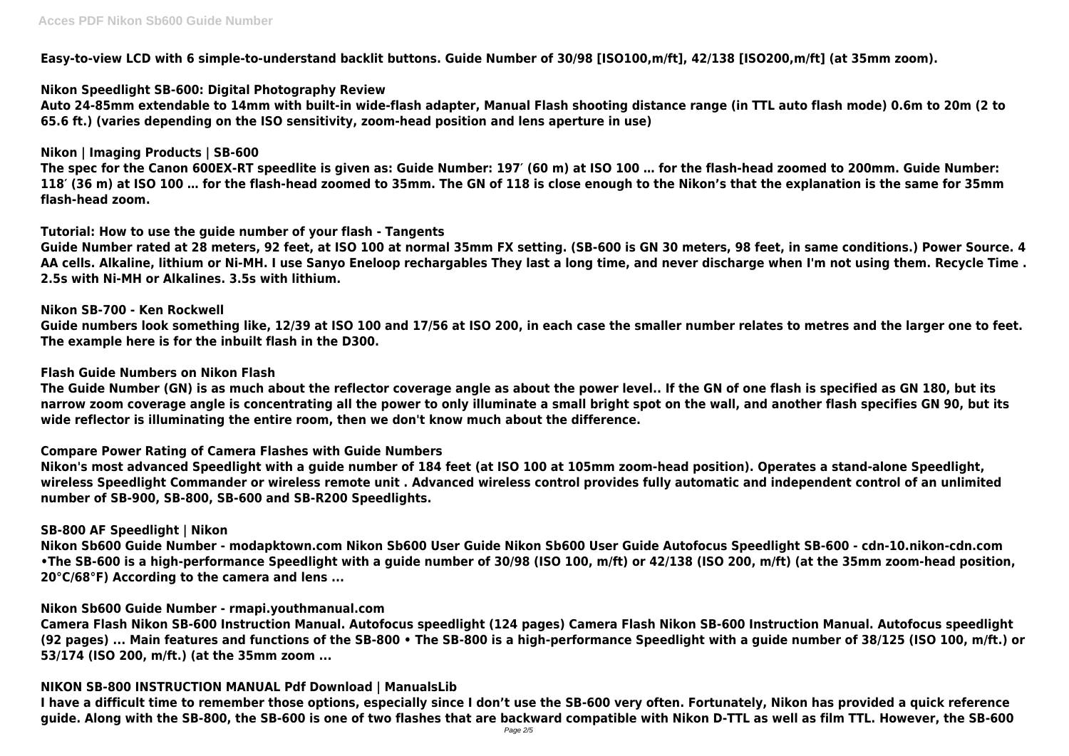**Easy-to-view LCD with 6 simple-to-understand backlit buttons. Guide Number of 30/98 [ISO100,m/ft], 42/138 [ISO200,m/ft] (at 35mm zoom).**

**Nikon Speedlight SB-600: Digital Photography Review**

**Auto 24-85mm extendable to 14mm with built-in wide-flash adapter, Manual Flash shooting distance range (in TTL auto flash mode) 0.6m to 20m (2 to 65.6 ft.) (varies depending on the ISO sensitivity, zoom-head position and lens aperture in use)**

**Nikon | Imaging Products | SB-600**

**The spec for the Canon 600EX-RT speedlite is given as: Guide Number: 197′ (60 m) at ISO 100 … for the flash-head zoomed to 200mm. Guide Number: 118′ (36 m) at ISO 100 … for the flash-head zoomed to 35mm. The GN of 118 is close enough to the Nikon's that the explanation is the same for 35mm flash-head zoom.**

**Tutorial: How to use the guide number of your flash - Tangents**

**Guide Number rated at 28 meters, 92 feet, at ISO 100 at normal 35mm FX setting. (SB-600 is GN 30 meters, 98 feet, in same conditions.) Power Source. 4 AA cells. Alkaline, lithium or Ni-MH. I use Sanyo Eneloop rechargables They last a long time, and never discharge when I'm not using them. Recycle Time . 2.5s with Ni-MH or Alkalines. 3.5s with lithium.**

**Nikon SB-700 - Ken Rockwell**

**Guide numbers look something like, 12/39 at ISO 100 and 17/56 at ISO 200, in each case the smaller number relates to metres and the larger one to feet. The example here is for the inbuilt flash in the D300.**

**Flash Guide Numbers on Nikon Flash**

**The Guide Number (GN) is as much about the reflector coverage angle as about the power level.. If the GN of one flash is specified as GN 180, but its narrow zoom coverage angle is concentrating all the power to only illuminate a small bright spot on the wall, and another flash specifies GN 90, but its wide reflector is illuminating the entire room, then we don't know much about the difference.**

**Compare Power Rating of Camera Flashes with Guide Numbers**

**Nikon's most advanced Speedlight with a guide number of 184 feet (at ISO 100 at 105mm zoom-head position). Operates a stand-alone Speedlight, wireless Speedlight Commander or wireless remote unit . Advanced wireless control provides fully automatic and independent control of an unlimited number of SB-900, SB-800, SB-600 and SB-R200 Speedlights.**

**SB-800 AF Speedlight | Nikon**

**Nikon Sb600 Guide Number - modapktown.com Nikon Sb600 User Guide Nikon Sb600 User Guide Autofocus Speedlight SB-600 - cdn-10.nikon-cdn.com •The SB-600 is a high-performance Speedlight with a guide number of 30/98 (ISO 100, m/ft) or 42/138 (ISO 200, m/ft) (at the 35mm zoom-head position, 20°C/68°F) According to the camera and lens ...**

**Nikon Sb600 Guide Number - rmapi.youthmanual.com**

**Camera Flash Nikon SB-600 Instruction Manual. Autofocus speedlight (124 pages) Camera Flash Nikon SB-600 Instruction Manual. Autofocus speedlight (92 pages) ... Main features and functions of the SB-800 • The SB-800 is a high-performance Speedlight with a guide number of 38/125 (ISO 100, m/ft.) or 53/174 (ISO 200, m/ft.) (at the 35mm zoom ...**

**NIKON SB-800 INSTRUCTION MANUAL Pdf Download | ManualsLib**

**I have a difficult time to remember those options, especially since I don't use the SB-600 very often. Fortunately, Nikon has provided a quick reference guide. Along with the SB-800, the SB-600 is one of two flashes that are backward compatible with Nikon D-TTL as well as film TTL. However, the SB-600**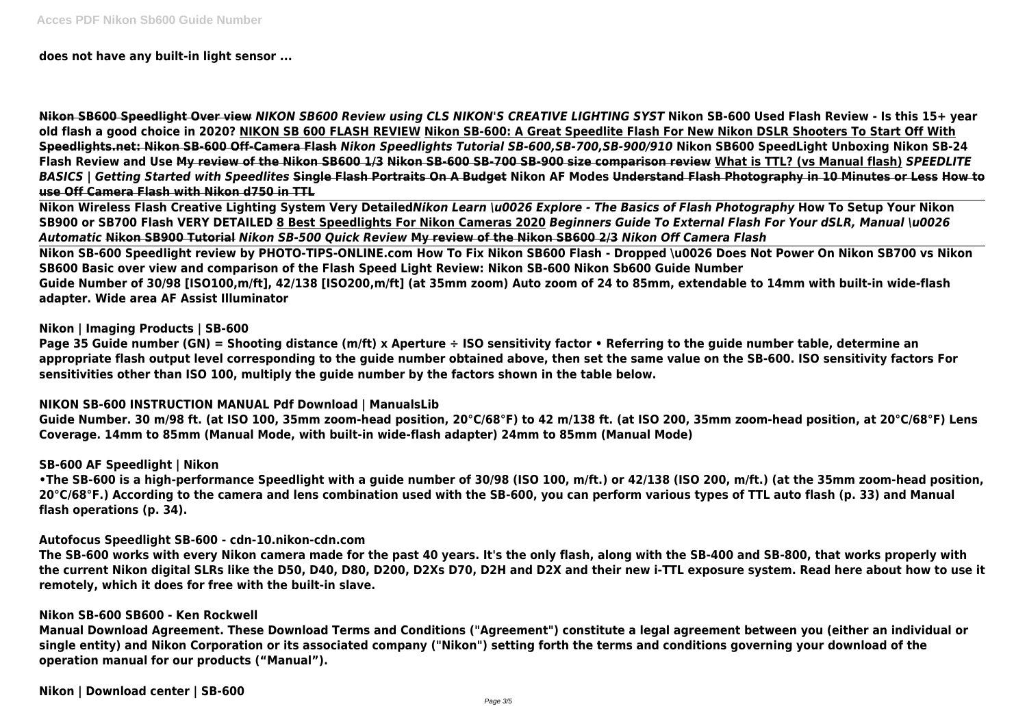**does not have any built-in light sensor ...**

**Nikon SB600 Speedlight Over view** ***NIKON SB600 Review using CLS NIKON'S CREATIVE LIGHTING SYST*** **Nikon SB-600 Used Flash Review - Is this 15+ year old flash a good choice in 2020? NIKON SB 600 FLASH REVIEW Nikon SB-600: A Great Speedlite Flash For New Nikon DSLR Shooters To Start Off With Speedlights.net: Nikon SB-600 Off-Camera Flash** ***Nikon Speedlights Tutorial SB-600,SB-700,SB-900/910*** **Nikon SB600 SpeedLight Unboxing Nikon SB-24 Flash Review and Use My review of the Nikon SB600 1/3 Nikon SB-600 SB-700 SB-900 size comparison review What is TTL? (vs Manual flash)** ***SPEEDLITE BASICS | Getting Started with Speedlites*** **Single Flash Portraits On A Budget Nikon AF Modes Understand Flash Photography in 10 Minutes or Less How to use Off Camera Flash with Nikon d750 in TTL**

**Nikon Wireless Flash Creative Lighting System Very Detailed*****Nikon Learn \u0026 Explore - The Basics of Flash Photography*** **How To Setup Your Nikon SB900 or SB700 Flash VERY DETAILED 8 Best Speedlights For Nikon Cameras 2020** ***Beginners Guide To External Flash For Your dSLR, Manual \u0026 Automatic*** **Nikon SB900 Tutorial** ***Nikon SB-500 Quick Review*** **My review of the Nikon SB600 2/3** ***Nikon Off Camera Flash***

**Nikon SB-600 Speedlight review by PHOTO-TIPS-ONLINE.com How To Fix Nikon SB600 Flash - Dropped \u0026 Does Not Power On Nikon SB700 vs Nikon SB600 Basic over view and comparison of the Flash Speed Light Review: Nikon SB-600 Nikon Sb600 Guide Number**

**Guide Number of 30/98 [ISO100,m/ft], 42/138 [ISO200,m/ft] (at 35mm zoom) Auto zoom of 24 to 85mm, extendable to 14mm with built-in wide-flash adapter. Wide area AF Assist Illuminator**

**Nikon | Imaging Products | SB-600**

**Page 35 Guide number (GN) = Shooting distance (m/ft) x Aperture ÷ ISO sensitivity factor • Referring to the guide number table, determine an appropriate flash output level corresponding to the guide number obtained above, then set the same value on the SB-600. ISO sensitivity factors For sensitivities other than ISO 100, multiply the guide number by the factors shown in the table below.**

**NIKON SB-600 INSTRUCTION MANUAL Pdf Download | ManualsLib**

**Guide Number. 30 m/98 ft. (at ISO 100, 35mm zoom-head position, 20°C/68°F) to 42 m/138 ft. (at ISO 200, 35mm zoom-head position, at 20°C/68°F) Lens Coverage. 14mm to 85mm (Manual Mode, with built-in wide-flash adapter) 24mm to 85mm (Manual Mode)**

**SB-600 AF Speedlight | Nikon**

**•The SB-600 is a high-performance Speedlight with a guide number of 30/98 (ISO 100, m/ft.) or 42/138 (ISO 200, m/ft.) (at the 35mm zoom-head position, 20°C/68°F.) According to the camera and lens combination used with the SB-600, you can perform various types of TTL auto flash (p. 33) and Manual flash operations (p. 34).**

**Autofocus Speedlight SB-600 - cdn-10.nikon-cdn.com**

**The SB-600 works with every Nikon camera made for the past 40 years. It's the only flash, along with the SB-400 and SB-800, that works properly with the current Nikon digital SLRs like the D50, D40, D80, D200, D2Xs D70, D2H and D2X and their new i-TTL exposure system. Read here about how to use it remotely, which it does for free with the built-in slave.**

**Nikon SB-600 SB600 - Ken Rockwell**

**Manual Download Agreement. These Download Terms and Conditions ("Agreement") constitute a legal agreement between you (either an individual or single entity) and Nikon Corporation or its associated company ("Nikon") setting forth the terms and conditions governing your download of the operation manual for our products ("Manual").**

**Nikon | Download center | SB-600**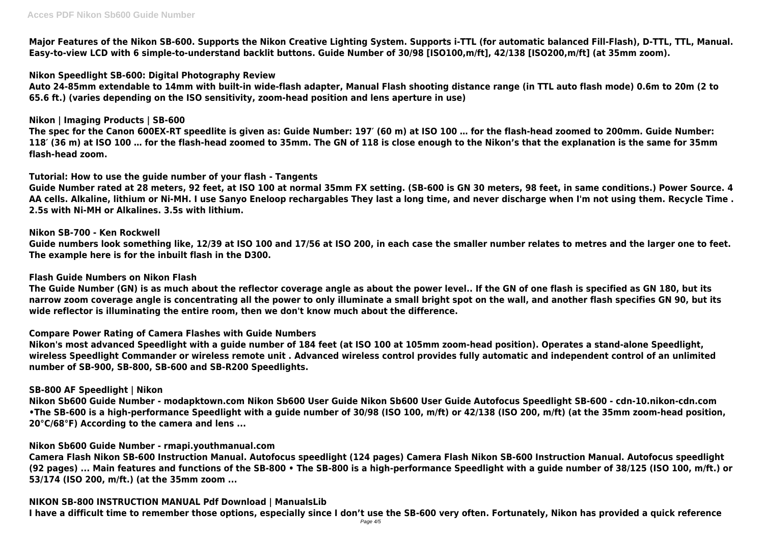Major Features of the Nikon SB-600. Supports the Nikon Creative Lighting System. Supports i-TTL (for automatic balanced Fill-Flash), D-TTL, TTL, Manual. Easy-to-view LCD with 6 simple-to-understand backlit buttons. Guide Number of 30/98 [ISO100,m/ft], 42/138 [ISO200,m/ft] (at 35mm zoom).

**Nikon Speedlight SB-600: Digital Photography Review**

Auto 24-85mm extendable to 14mm with built-in wide-flash adapter, Manual Flash shooting distance range (in TTL auto flash mode) 0.6m to 20m (2 to 65.6 ft.) (varies depending on the ISO sensitivity, zoom-head position and lens aperture in use)

**Nikon | Imaging Products | SB-600**

The spec for the Canon 600EX-RT speedlite is given as: Guide Number: 197′ (60 m) at ISO 100 … for the flash-head zoomed to 200mm. Guide Number: 118′ (36 m) at ISO 100 … for the flash-head zoomed to 35mm. The GN of 118 is close enough to the Nikon's that the explanation is the same for 35mm flash-head zoom.

**Tutorial: How to use the guide number of your flash - Tangents**

Guide Number rated at 28 meters, 92 feet, at ISO 100 at normal 35mm FX setting. (SB-600 is GN 30 meters, 98 feet, in same conditions.) Power Source. 4 AA cells. Alkaline, lithium or Ni-MH. I use Sanyo Eneloop rechargables They last a long time, and never discharge when I'm not using them. Recycle Time . 2.5s with Ni-MH or Alkalines. 3.5s with lithium.

**Nikon SB-700 - Ken Rockwell**

Guide numbers look something like, 12/39 at ISO 100 and 17/56 at ISO 200, in each case the smaller number relates to metres and the larger one to feet. The example here is for the inbuilt flash in the D300.

**Flash Guide Numbers on Nikon Flash**

The Guide Number (GN) is as much about the reflector coverage angle as about the power level.. If the GN of one flash is specified as GN 180, but its narrow zoom coverage angle is concentrating all the power to only illuminate a small bright spot on the wall, and another flash specifies GN 90, but its wide reflector is illuminating the entire room, then we don't know much about the difference.

**Compare Power Rating of Camera Flashes with Guide Numbers**

Nikon's most advanced Speedlight with a guide number of 184 feet (at ISO 100 at 105mm zoom-head position). Operates a stand-alone Speedlight, wireless Speedlight Commander or wireless remote unit . Advanced wireless control provides fully automatic and independent control of an unlimited number of SB-900, SB-800, SB-600 and SB-R200 Speedlights.

**SB-800 AF Speedlight | Nikon**

Nikon Sb600 Guide Number - modapktown.com Nikon Sb600 User Guide Nikon Sb600 User Guide Autofocus Speedlight SB-600 - cdn-10.nikon-cdn.com •The SB-600 is a high-performance Speedlight with a guide number of 30/98 (ISO 100, m/ft) or 42/138 (ISO 200, m/ft) (at the 35mm zoom-head position, 20°C/68°F) According to the camera and lens ...

**Nikon Sb600 Guide Number - rmapi.youthmanual.com**

Camera Flash Nikon SB-600 Instruction Manual. Autofocus speedlight (124 pages) Camera Flash Nikon SB-600 Instruction Manual. Autofocus speedlight (92 pages) ... Main features and functions of the SB-800 • The SB-800 is a high-performance Speedlight with a guide number of 38/125 (ISO 100, m/ft.) or 53/174 (ISO 200, m/ft.) (at the 35mm zoom ...

**NIKON SB-800 INSTRUCTION MANUAL Pdf Download | ManualsLib**

I have a difficult time to remember those options, especially since I don't use the SB-600 very often. Fortunately, Nikon has provided a quick reference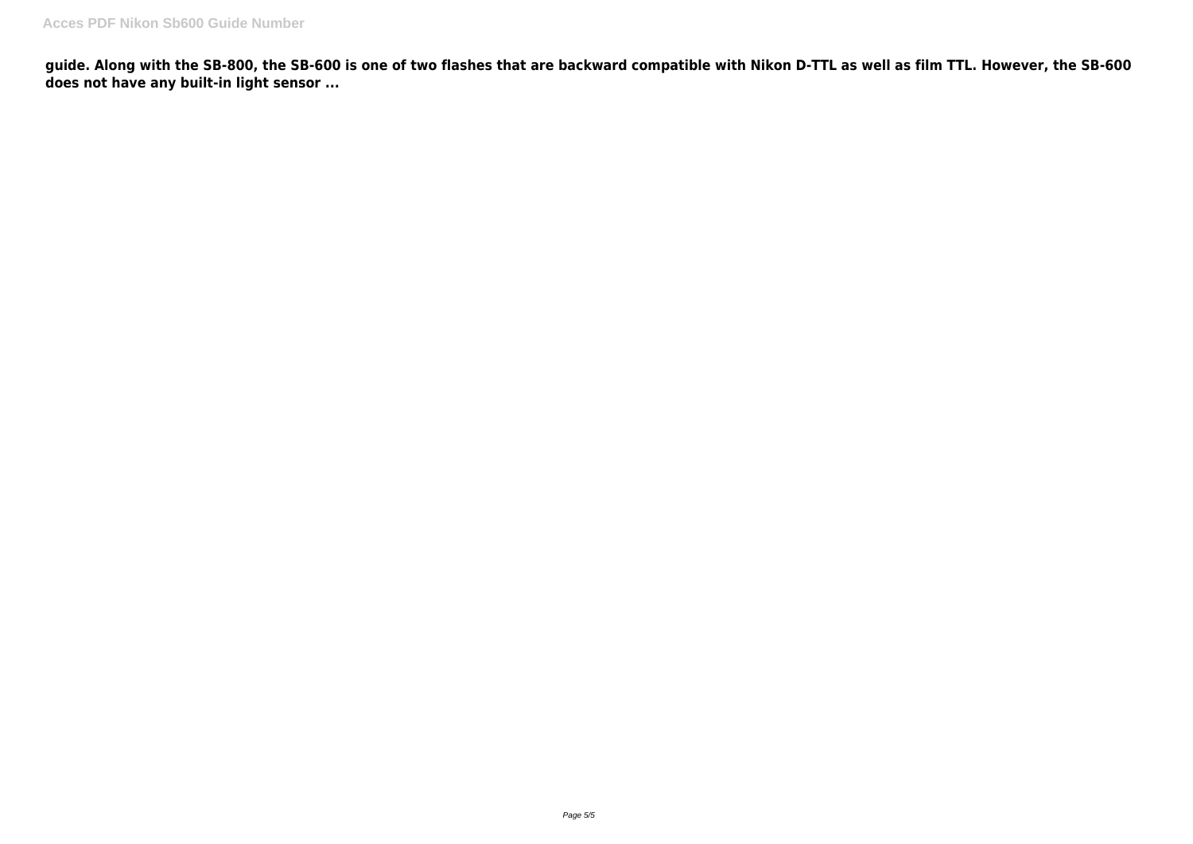**guide. Along with the SB-800, the SB-600 is one of two flashes that are backward compatible with Nikon D-TTL as well as film TTL. However, the SB-600 does not have any built-in light sensor ...**